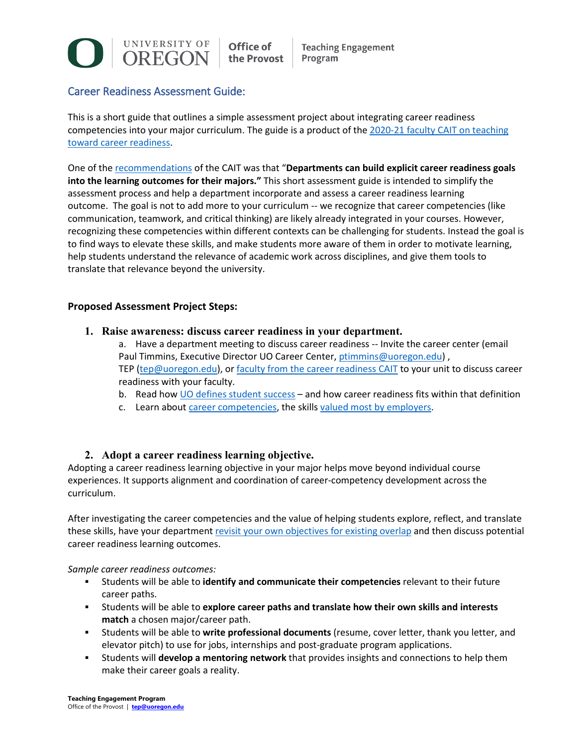UNIVERSITY OF OREGON | Office of the Provost | Teaching Engagement Program

## Career Readiness Assessment Guide:

This is a short guide that outlines a simple assessment project about integrating career readiness competencies into your major curriculum. The guide is a product of the 2020-21 faculty CAIT on teaching toward career readiness.

One of the recommendations of the CAIT was that "**Departments can build explicit career readiness goals into the learning outcomes for their majors.**" This short assessment guide is intended to simplify the assessment process and help a department incorporate and assess a career readiness learning outcome. The goal is not to add more to your curriculum -- we recognize that career competencies (like communication, teamwork, and critical thinking) are likely already integrated in your courses. However, recognizing these competencies within different contexts can be challenging for students. Instead the goal is to find ways to elevate these skills, and make students more aware of them in order to motivate learning, help students understand the relevance of academic work across disciplines, and give them tools to translate that relevance beyond the university.

### Proposed Assessment Project Steps:

1. **Raise awareness: discuss career readiness in your department.**
    a. Have a department meeting to discuss career readiness -- Invite the career center (email Paul Timmins, Executive Director UO Career Center, ptimmins@uoregon.edu) , TEP (tep@uoregon.edu), or faculty from the career readiness CAIT to your unit to discuss career readiness with your faculty.
    b. Read how UO defines student success – and how career readiness fits within that definition
    c. Learn about career competencies, the skills valued most by employers.

2. **Adopt a career readiness learning objective.**

Adopting a career readiness learning objective in your major helps move beyond individual course experiences. It supports alignment and coordination of career-competency development across the curriculum.

After investigating the career competencies and the value of helping students explore, reflect, and translate these skills, have your department revisit your own objectives for existing overlap and then discuss potential career readiness learning outcomes.

*Sample career readiness outcomes:*

- Students will be able to **identify and communicate their competencies** relevant to their future career paths.
- Students will be able to **explore career paths and translate how their own skills and interests match** a chosen major/career path.
- Students will be able to **write professional documents** (resume, cover letter, thank you letter, and elevator pitch) to use for jobs, internships and post-graduate program applications.
- Students will **develop a mentoring network** that provides insights and connections to help them make their career goals a reality.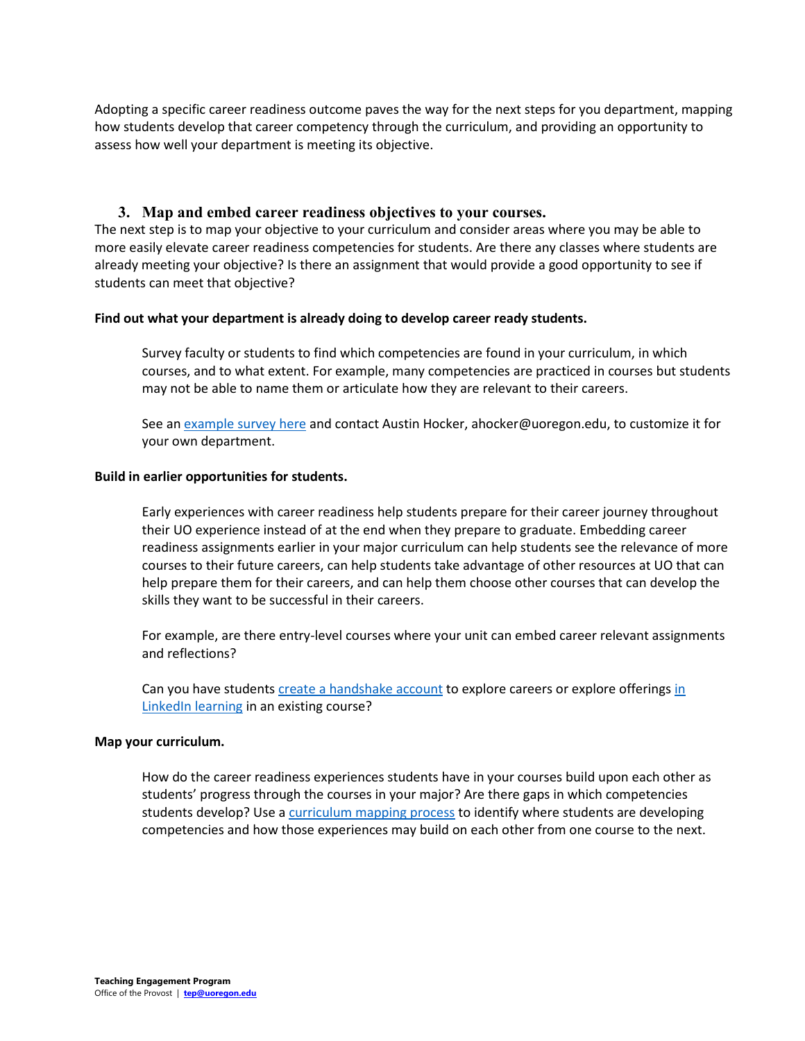Adopting a specific career readiness outcome paves the way for the next steps for you department, mapping how students develop that career competency through the curriculum, and providing an opportunity to assess how well your department is meeting its objective.

### 3. Map and embed career readiness objectives to your courses.

The next step is to map your objective to your curriculum and consider areas where you may be able to more easily elevate career readiness competencies for students. Are there any classes where students are already meeting your objective? Is there an assignment that would provide a good opportunity to see if students can meet that objective?

**Find out what your department is already doing to develop career ready students.**

Survey faculty or students to find which competencies are found in your curriculum, in which courses, and to what extent. For example, many competencies are practiced in courses but students may not be able to name them or articulate how they are relevant to their careers.

See an example survey here and contact Austin Hocker, ahocker@uoregon.edu, to customize it for your own department.

**Build in earlier opportunities for students.**

Early experiences with career readiness help students prepare for their career journey throughout their UO experience instead of at the end when they prepare to graduate. Embedding career readiness assignments earlier in your major curriculum can help students see the relevance of more courses to their future careers, can help students take advantage of other resources at UO that can help prepare them for their careers, and can help them choose other courses that can develop the skills they want to be successful in their careers.

For example, are there entry-level courses where your unit can embed career relevant assignments and reflections?

Can you have students create a handshake account to explore careers or explore offerings in LinkedIn learning in an existing course?

**Map your curriculum.**

How do the career readiness experiences students have in your courses build upon each other as students' progress through the courses in your major? Are there gaps in which competencies students develop? Use a curriculum mapping process to identify where students are developing competencies and how those experiences may build on each other from one course to the next.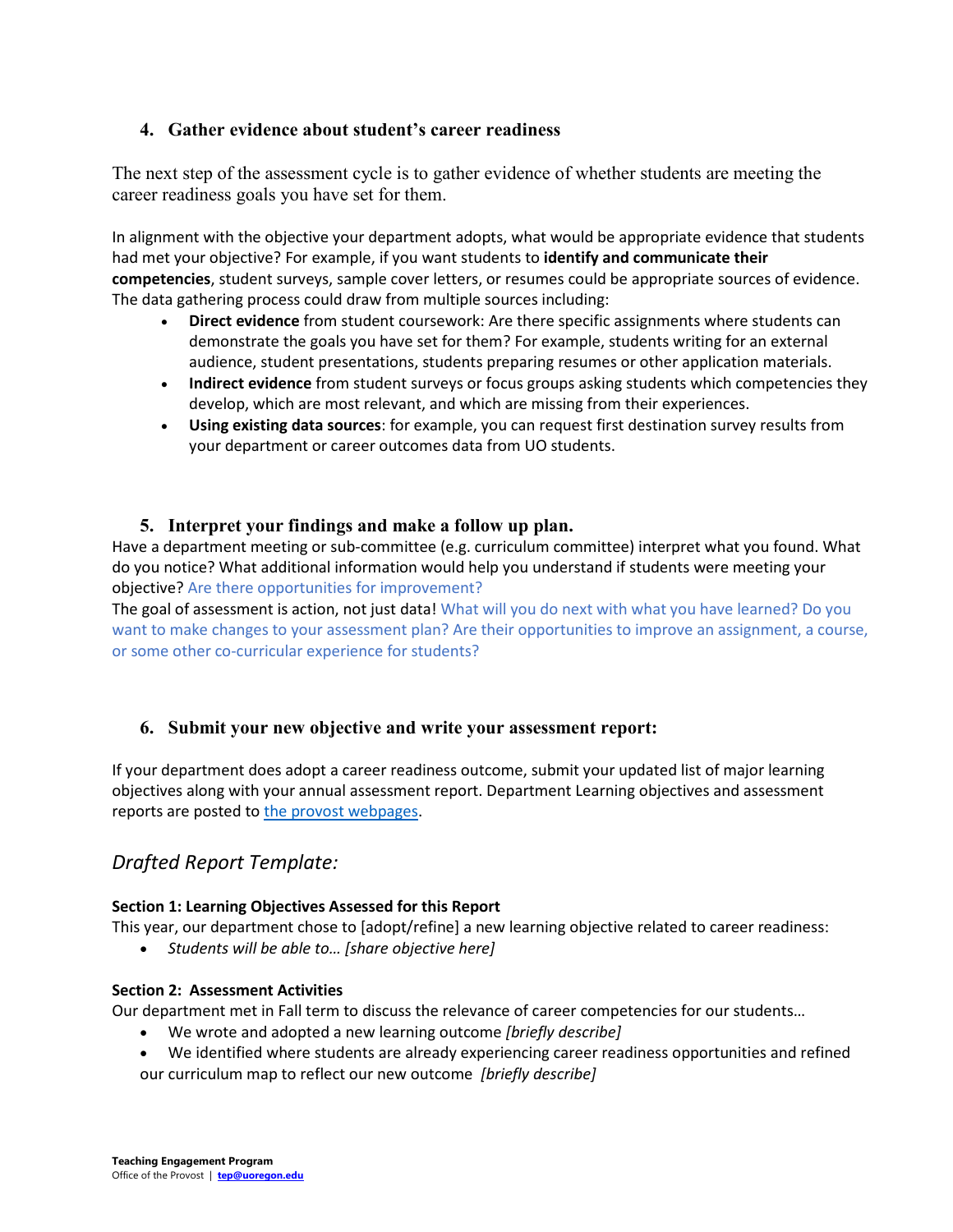## 4. Gather evidence about student's career readiness

The next step of the assessment cycle is to gather evidence of whether students are meeting the career readiness goals you have set for them.

In alignment with the objective your department adopts, what would be appropriate evidence that students had met your objective? For example, if you want students to **identify and communicate their competencies**, student surveys, sample cover letters, or resumes could be appropriate sources of evidence. The data gathering process could draw from multiple sources including:

- **Direct evidence** from student coursework: Are there specific assignments where students can demonstrate the goals you have set for them? For example, students writing for an external audience, student presentations, students preparing resumes or other application materials.
- **Indirect evidence** from student surveys or focus groups asking students which competencies they develop, which are most relevant, and which are missing from their experiences.
- **Using existing data sources**: for example, you can request first destination survey results from your department or career outcomes data from UO students.

## 5. Interpret your findings and make a follow up plan.

Have a department meeting or sub-committee (e.g. curriculum committee) interpret what you found. What do you notice? What additional information would help you understand if students were meeting your objective? Are there opportunities for improvement?

The goal of assessment is action, not just data! What will you do next with what you have learned? Do you want to make changes to your assessment plan? Are their opportunities to improve an assignment, a course, or some other co-curricular experience for students?

## 6. Submit your new objective and write your assessment report:

If your department does adopt a career readiness outcome, submit your updated list of major learning objectives along with your annual assessment report. Department Learning objectives and assessment reports are posted to the provost webpages.

### *Drafted Report Template:*

**Section 1: Learning Objectives Assessed for this Report**

This year, our department chose to [adopt/refine] a new learning objective related to career readiness:

- *Students will be able to… [share objective here]*

**Section 2: Assessment Activities**

Our department met in Fall term to discuss the relevance of career competencies for our students…

- We wrote and adopted a new learning outcome *[briefly describe]*
- We identified where students are already experiencing career readiness opportunities and refined our curriculum map to reflect our new outcome *[briefly describe]*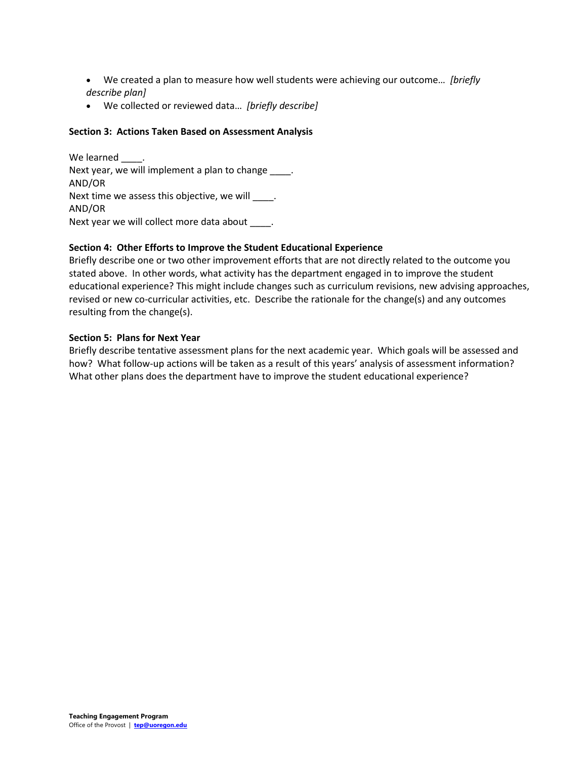- We created a plan to measure how well students were achieving our outcome… *[briefly describe plan]*
- We collected or reviewed data… *[briefly describe]*

**Section 3: Actions Taken Based on Assessment Analysis**

We learned ____.
Next year, we will implement a plan to change ____.
AND/OR
Next time we assess this objective, we will ____.
AND/OR
Next year we will collect more data about ____.

**Section 4: Other Efforts to Improve the Student Educational Experience**
Briefly describe one or two other improvement efforts that are not directly related to the outcome you stated above. In other words, what activity has the department engaged in to improve the student educational experience? This might include changes such as curriculum revisions, new advising approaches, revised or new co-curricular activities, etc. Describe the rationale for the change(s) and any outcomes resulting from the change(s).

**Section 5: Plans for Next Year**
Briefly describe tentative assessment plans for the next academic year. Which goals will be assessed and how? What follow-up actions will be taken as a result of this years' analysis of assessment information? What other plans does the department have to improve the student educational experience?